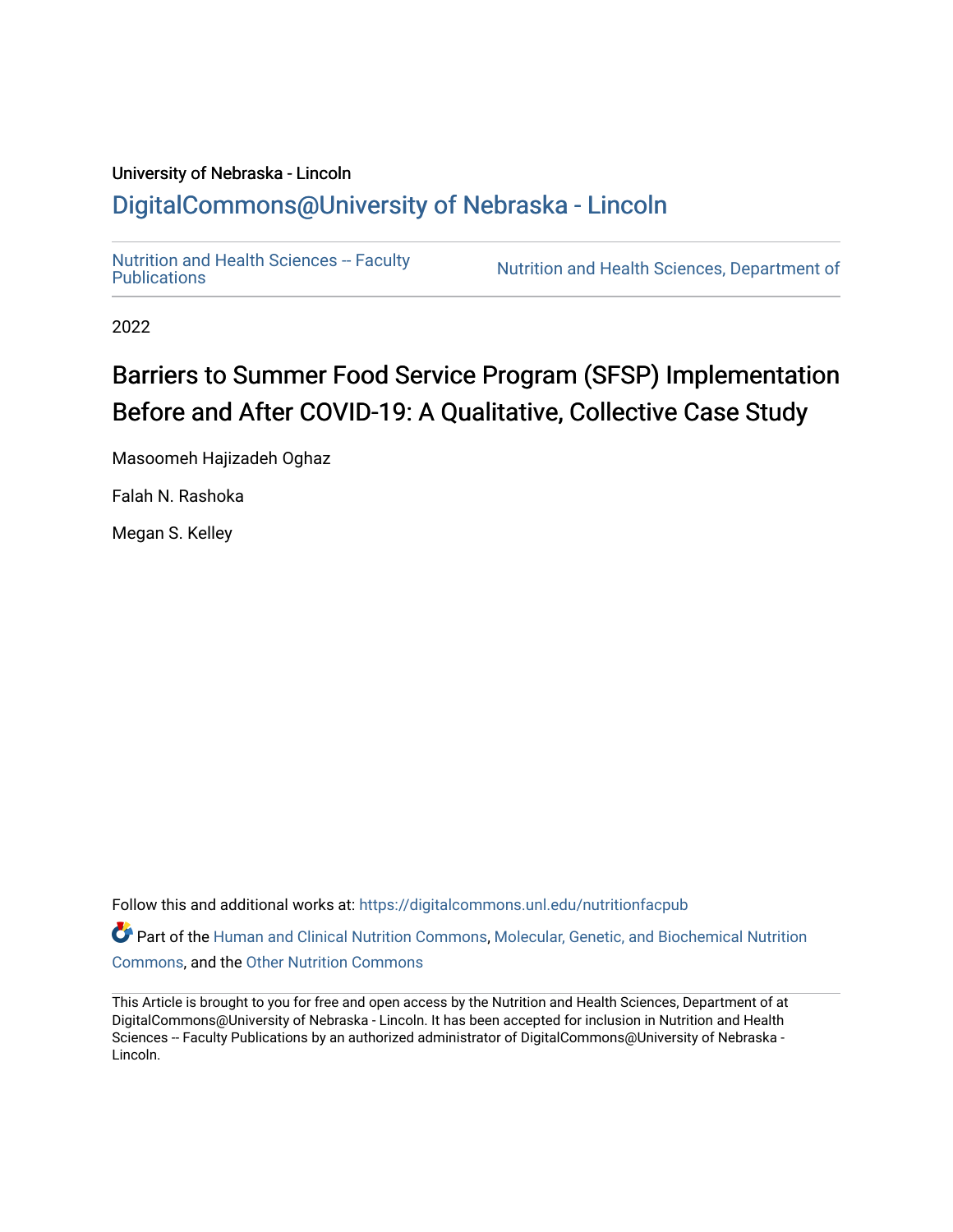University of Nebraska - Lincoln

## DigitalCommons@University of Nebraska - Lincoln

Nutrition and Health Sciences -- Faculty Publications | Nutrition and Health Sciences, Department of

2022

# Barriers to Summer Food Service Program (SFSP) Implementation Before and After COVID-19: A Qualitative, Collective Case Study

Masoomeh Hajizadeh Oghaz

Falah N. Rashoka

Megan S. Kelley

Follow this and additional works at: https://digitalcommons.unl.edu/nutritionfacpub

Part of the Human and Clinical Nutrition Commons, Molecular, Genetic, and Biochemical Nutrition Commons, and the Other Nutrition Commons

This Article is brought to you for free and open access by the Nutrition and Health Sciences, Department of at DigitalCommons@University of Nebraska - Lincoln. It has been accepted for inclusion in Nutrition and Health Sciences -- Faculty Publications by an authorized administrator of DigitalCommons@University of Nebraska - Lincoln.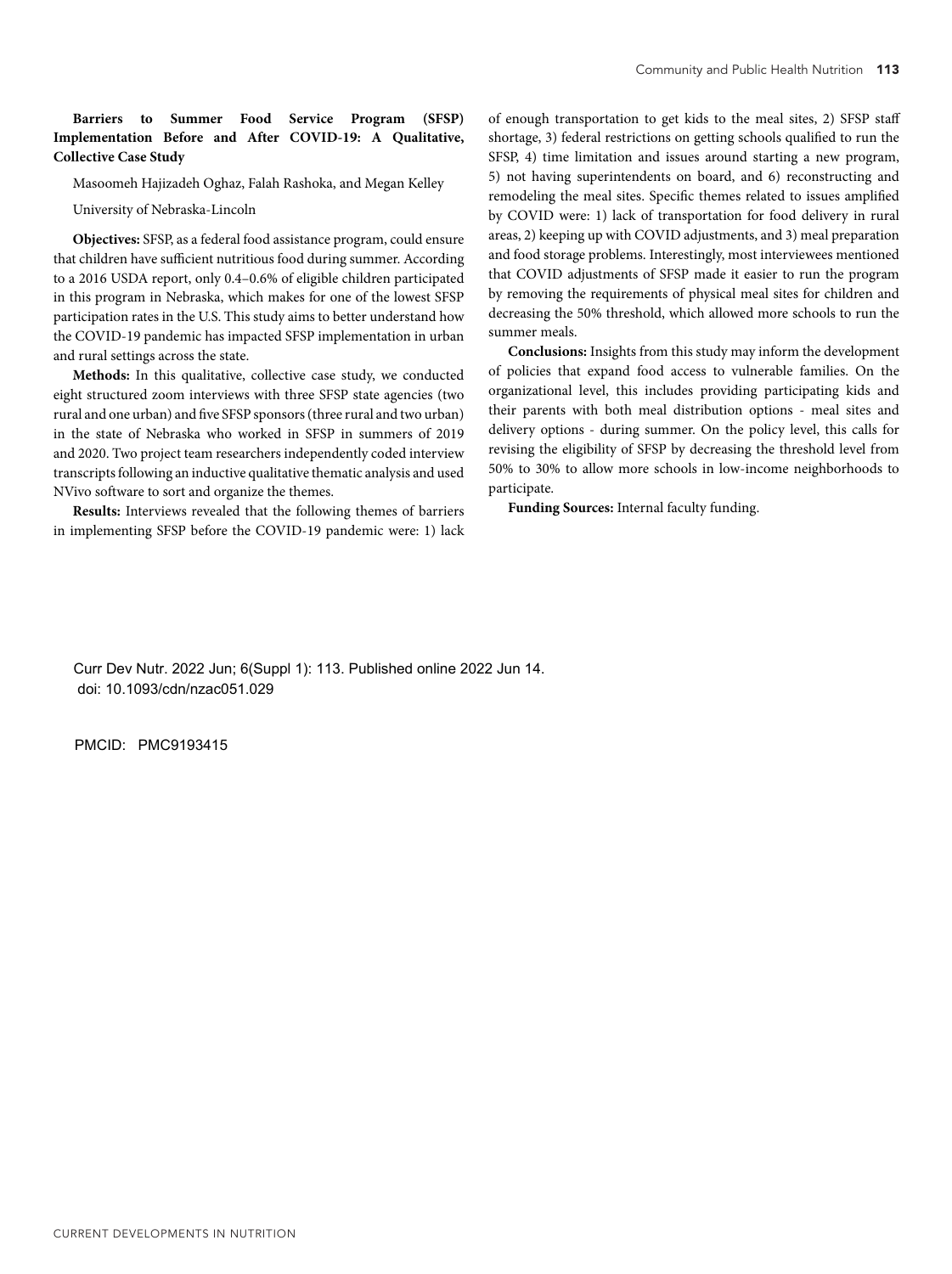**Barriers to Summer Food Service Program (SFSP) Implementation Before and After COVID-19: A Qualitative, Collective Case Study**

Masoomeh Hajizadeh Oghaz, Falah Rashoka, and Megan Kelley

University of Nebraska-Lincoln

**Objectives:** SFSP, as a federal food assistance program, could ensure that children have sufficient nutritious food during summer. According to a 2016 USDA report, only 0.4–0.6% of eligible children participated in this program in Nebraska, which makes for one of the lowest SFSP participation rates in the U.S. This study aims to better understand how the COVID-19 pandemic has impacted SFSP implementation in urban and rural settings across the state.

**Methods:** In this qualitative, collective case study, we conducted eight structured zoom interviews with three SFSP state agencies (two rural and one urban) and five SFSP sponsors (three rural and two urban) in the state of Nebraska who worked in SFSP in summers of 2019 and 2020. Two project team researchers independently coded interview transcripts following an inductive qualitative thematic analysis and used NVivo software to sort and organize the themes.

**Results:** Interviews revealed that the following themes of barriers in implementing SFSP before the COVID-19 pandemic were: 1) lack of enough transportation to get kids to the meal sites, 2) SFSP staff shortage, 3) federal restrictions on getting schools qualified to run the SFSP, 4) time limitation and issues around starting a new program, 5) not having superintendents on board, and 6) reconstructing and remodeling the meal sites. Specific themes related to issues amplified by COVID were: 1) lack of transportation for food delivery in rural areas, 2) keeping up with COVID adjustments, and 3) meal preparation and food storage problems. Interestingly, most interviewees mentioned that COVID adjustments of SFSP made it easier to run the program by removing the requirements of physical meal sites for children and decreasing the 50% threshold, which allowed more schools to run the summer meals.

**Conclusions:** Insights from this study may inform the development of policies that expand food access to vulnerable families. On the organizational level, this includes providing participating kids and their parents with both meal distribution options - meal sites and delivery options - during summer. On the policy level, this calls for revising the eligibility of SFSP by decreasing the threshold level from 50% to 30% to allow more schools in low-income neighborhoods to participate.

**Funding Sources:** Internal faculty funding.

Curr Dev Nutr. 2022 Jun; 6(Suppl 1): 113. Published online 2022 Jun 14.
doi: 10.1093/cdn/nzac051.029

PMCID: PMC9193415